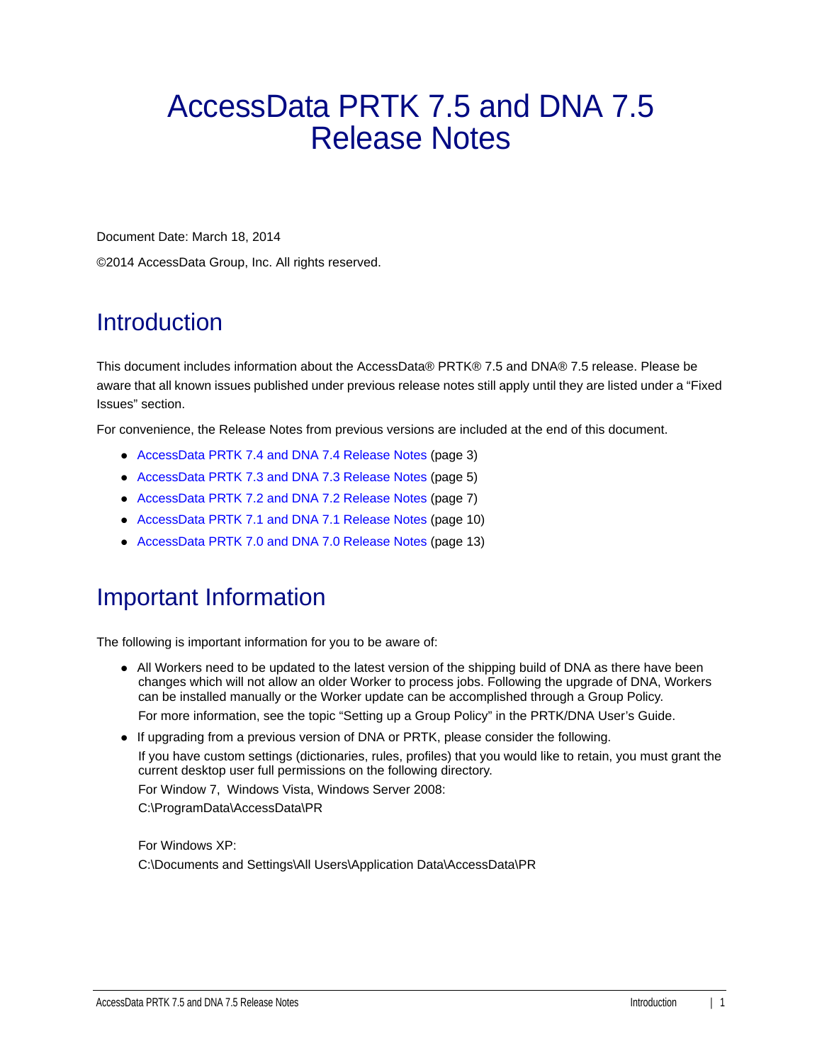# AccessData PRTK 7.5 and DNA 7.5 Release Notes

Document Date: March 18, 2014

©2014 AccessData Group, Inc. All rights reserved.

## Introduction

This document includes information about the AccessData® PRTK® 7.5 and DNA® 7.5 release. Please be aware that all known issues published under previous release notes still apply until they are listed under a "Fixed Issues" section.

For convenience, the Release Notes from previous versions are included at the end of this document.

- AccessData PRTK 7.4 and DNA 7.4 Release Notes (page 3)
- AccessData PRTK 7.3 and DNA 7.3 Release Notes (page 5)
- AccessData PRTK 7.2 and DNA 7.2 Release Notes (page 7)
- AccessData PRTK 7.1 and DNA 7.1 Release Notes (page 10)
- AccessData PRTK 7.0 and DNA 7.0 Release Notes (page 13)

## Important Information

The following is important information for you to be aware of:

- All Workers need to be updated to the latest version of the shipping build of DNA as there have been changes which will not allow an older Worker to process jobs. Following the upgrade of DNA, Workers can be installed manually or the Worker update can be accomplished through a Group Policy.

  For more information, see the topic "Setting up a Group Policy" in the PRTK/DNA User's Guide.

- If upgrading from a previous version of DNA or PRTK, please consider the following.

  If you have custom settings (dictionaries, rules, profiles) that you would like to retain, you must grant the current desktop user full permissions on the following directory.

  For Window 7, Windows Vista, Windows Server 2008:
  C:\ProgramData\AccessData\PR

  For Windows XP:
  C:\Documents and Settings\All Users\Application Data\AccessData\PR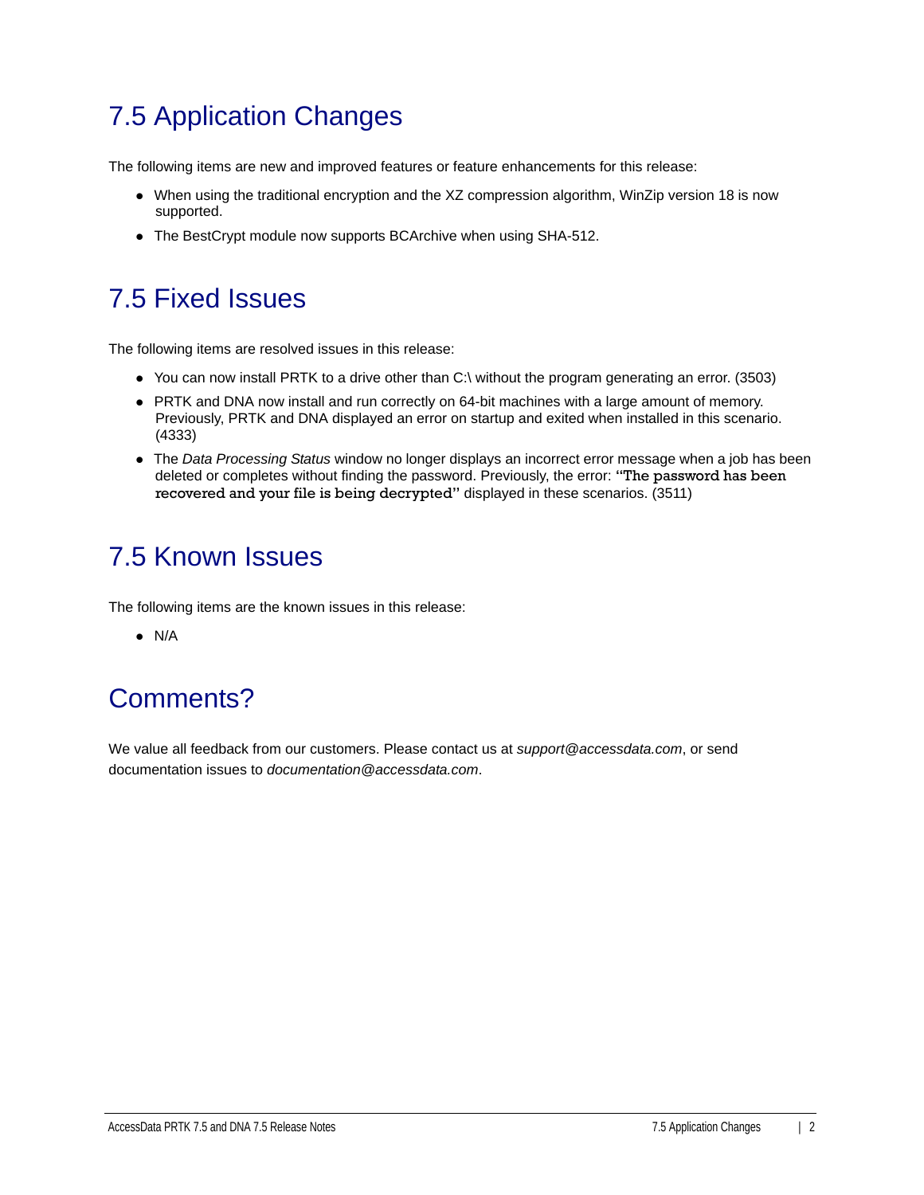## 7.5 Application Changes

The following items are new and improved features or feature enhancements for this release:

- When using the traditional encryption and the XZ compression algorithm, WinZip version 18 is now supported.
- The BestCrypt module now supports BCArchive when using SHA-512.

## 7.5 Fixed Issues

The following items are resolved issues in this release:

- You can now install PRTK to a drive other than C:\ without the program generating an error. (3503)
- PRTK and DNA now install and run correctly on 64-bit machines with a large amount of memory. Previously, PRTK and DNA displayed an error on startup and exited when installed in this scenario. (4333)
- The *Data Processing Status* window no longer displays an incorrect error message when a job has been deleted or completes without finding the password. Previously, the error: "The password has been recovered and your file is being decrypted" displayed in these scenarios. (3511)

## 7.5 Known Issues

The following items are the known issues in this release:

- N/A

## Comments?

We value all feedback from our customers. Please contact us at *support@accessdata.com*, or send documentation issues to *documentation@accessdata.com*.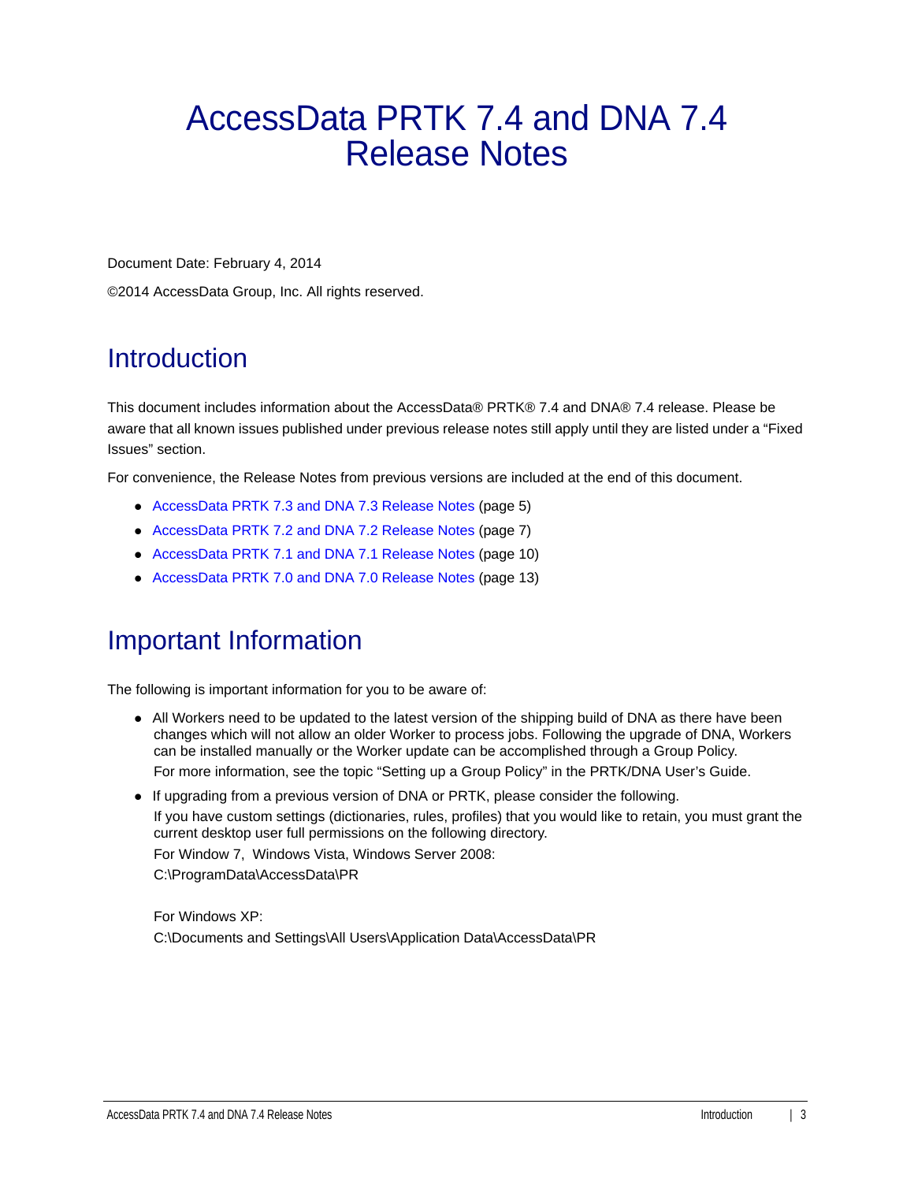# AccessData PRTK 7.4 and DNA 7.4 Release Notes

Document Date: February 4, 2014

©2014 AccessData Group, Inc. All rights reserved.

## Introduction

This document includes information about the AccessData® PRTK® 7.4 and DNA® 7.4 release. Please be aware that all known issues published under previous release notes still apply until they are listed under a “Fixed Issues” section.

For convenience, the Release Notes from previous versions are included at the end of this document.

- AccessData PRTK 7.3 and DNA 7.3 Release Notes (page 5)
- AccessData PRTK 7.2 and DNA 7.2 Release Notes (page 7)
- AccessData PRTK 7.1 and DNA 7.1 Release Notes (page 10)
- AccessData PRTK 7.0 and DNA 7.0 Release Notes (page 13)

## Important Information

The following is important information for you to be aware of:

- All Workers need to be updated to the latest version of the shipping build of DNA as there have been changes which will not allow an older Worker to process jobs. Following the upgrade of DNA, Workers can be installed manually or the Worker update can be accomplished through a Group Policy.

  For more information, see the topic “Setting up a Group Policy” in the PRTK/DNA User’s Guide.
- If upgrading from a previous version of DNA or PRTK, please consider the following.

  If you have custom settings (dictionaries, rules, profiles) that you would like to retain, you must grant the current desktop user full permissions on the following directory.

  For Window 7, Windows Vista, Windows Server 2008:

  C:\ProgramData\AccessData\PR

  For Windows XP:

  C:\Documents and Settings\All Users\Application Data\AccessData\PR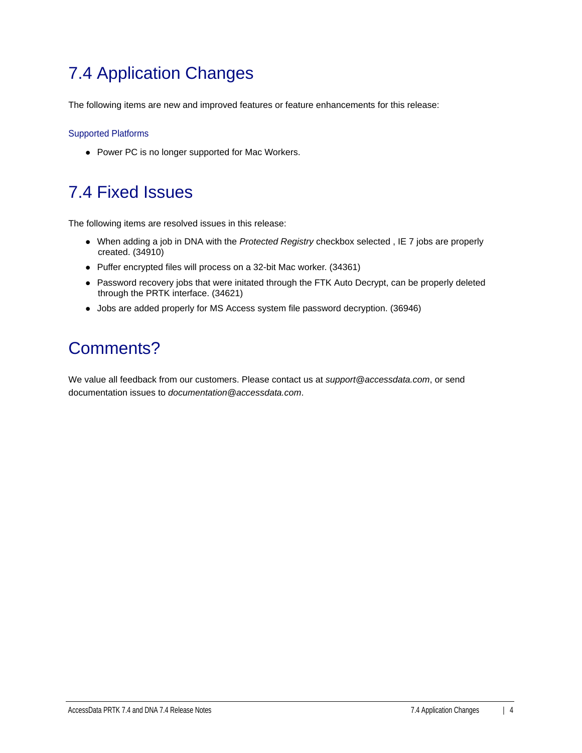# 7.4 Application Changes

The following items are new and improved features or feature enhancements for this release:

### Supported Platforms

- Power PC is no longer supported for Mac Workers.

# 7.4 Fixed Issues

The following items are resolved issues in this release:

- When adding a job in DNA with the *Protected Registry* checkbox selected , IE 7 jobs are properly created. (34910)
- Puffer encrypted files will process on a 32-bit Mac worker. (34361)
- Password recovery jobs that were initated through the FTK Auto Decrypt, can be properly deleted through the PRTK interface. (34621)
- Jobs are added properly for MS Access system file password decryption. (36946)

# Comments?

We value all feedback from our customers. Please contact us at *support@accessdata.com*, or send documentation issues to *documentation@accessdata.com*.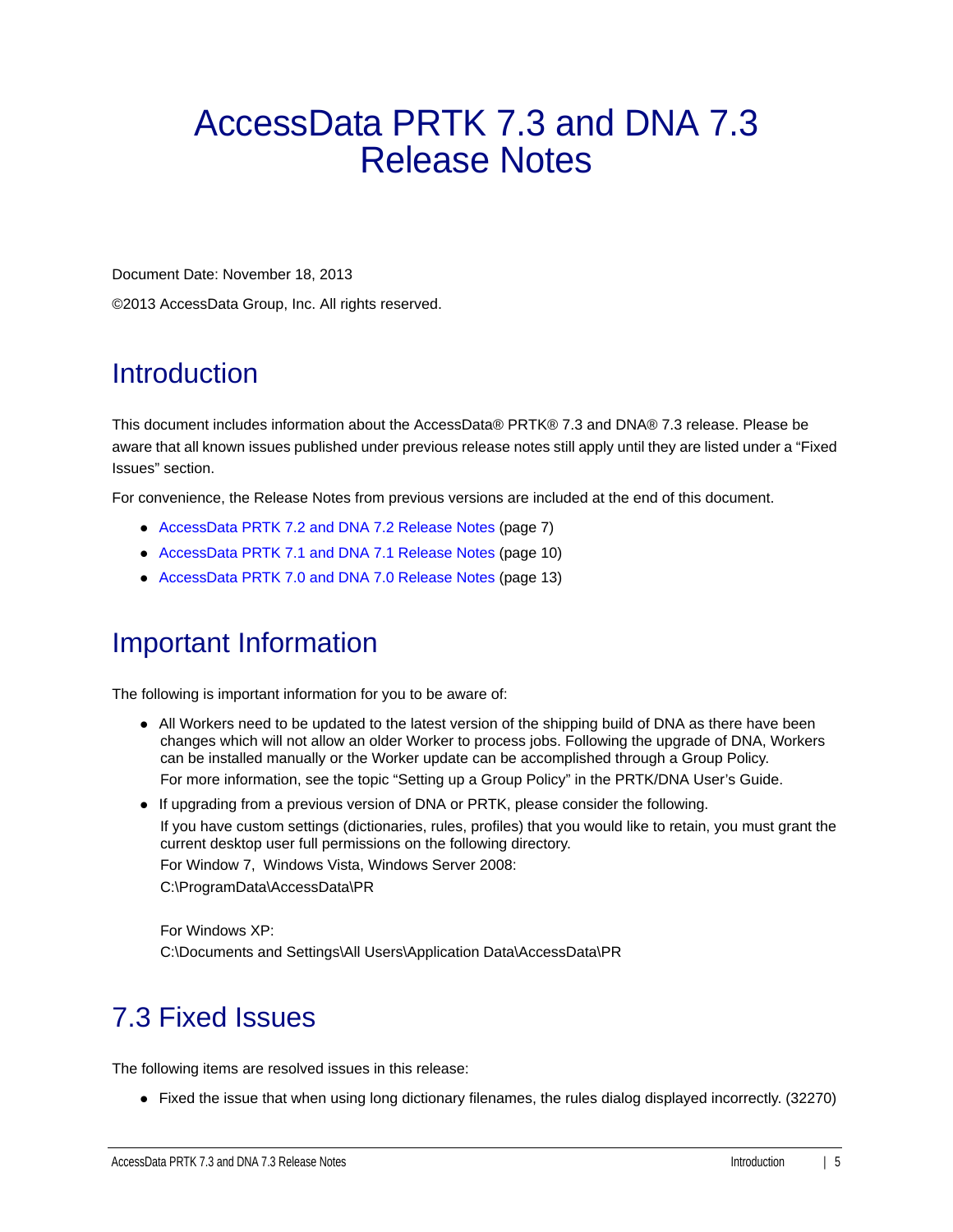# AccessData PRTK 7.3 and DNA 7.3 Release Notes

Document Date: November 18, 2013

©2013 AccessData Group, Inc. All rights reserved.

## Introduction

This document includes information about the AccessData® PRTK® 7.3 and DNA® 7.3 release. Please be aware that all known issues published under previous release notes still apply until they are listed under a "Fixed Issues" section.

For convenience, the Release Notes from previous versions are included at the end of this document.

- AccessData PRTK 7.2 and DNA 7.2 Release Notes (page 7)
- AccessData PRTK 7.1 and DNA 7.1 Release Notes (page 10)
- AccessData PRTK 7.0 and DNA 7.0 Release Notes (page 13)

## Important Information

The following is important information for you to be aware of:

- All Workers need to be updated to the latest version of the shipping build of DNA as there have been changes which will not allow an older Worker to process jobs. Following the upgrade of DNA, Workers can be installed manually or the Worker update can be accomplished through a Group Policy.

  For more information, see the topic "Setting up a Group Policy" in the PRTK/DNA User's Guide.
- If upgrading from a previous version of DNA or PRTK, please consider the following.

  If you have custom settings (dictionaries, rules, profiles) that you would like to retain, you must grant the current desktop user full permissions on the following directory.

  For Window 7, Windows Vista, Windows Server 2008:

  C:\ProgramData\AccessData\PR

  For Windows XP:

  C:\Documents and Settings\All Users\Application Data\AccessData\PR

## 7.3 Fixed Issues

The following items are resolved issues in this release:

- Fixed the issue that when using long dictionary filenames, the rules dialog displayed incorrectly. (32270)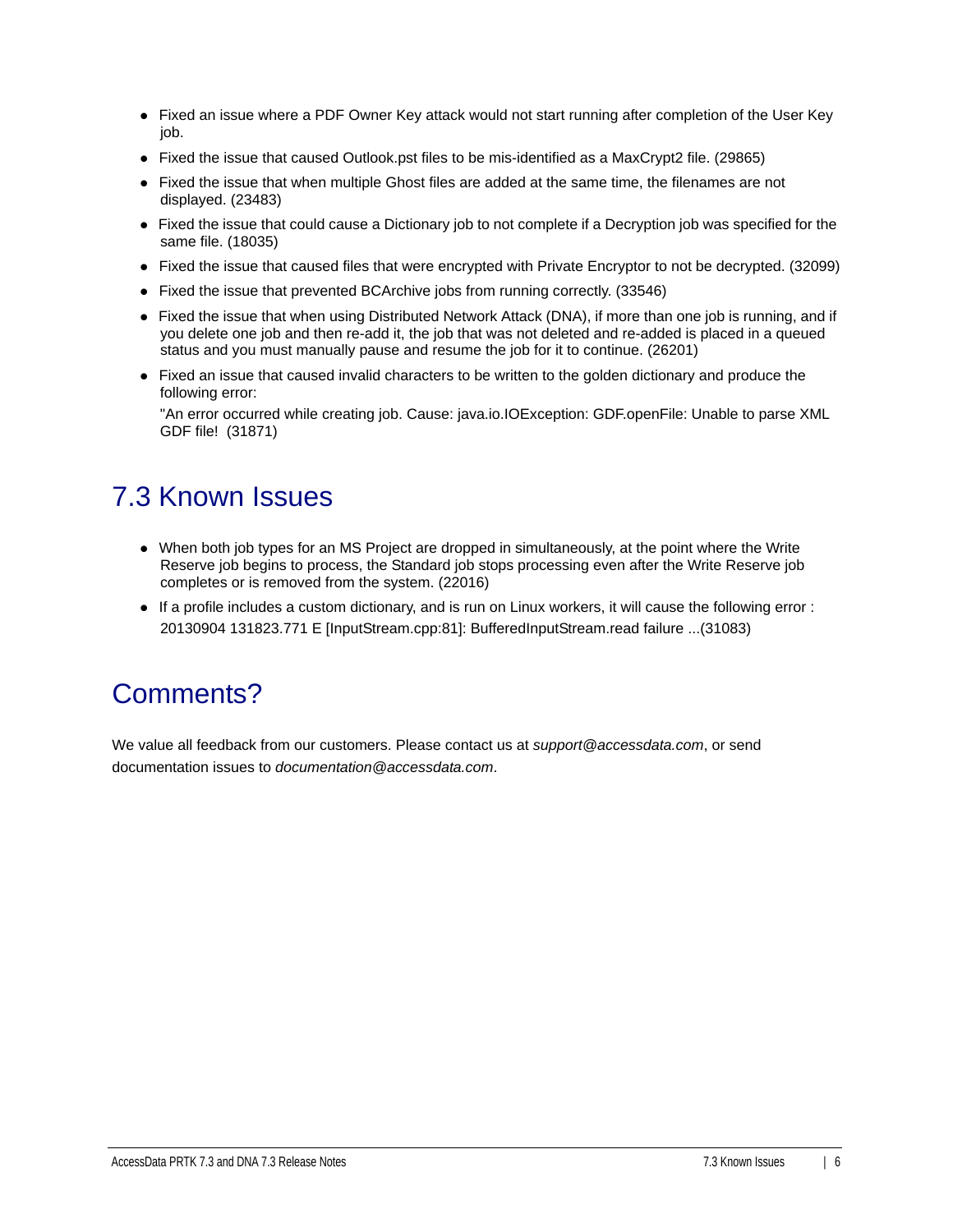- Fixed an issue where a PDF Owner Key attack would not start running after completion of the User Key job.
- Fixed the issue that caused Outlook.pst files to be mis-identified as a MaxCrypt2 file. (29865)
- Fixed the issue that when multiple Ghost files are added at the same time, the filenames are not displayed. (23483)
- Fixed the issue that could cause a Dictionary job to not complete if a Decryption job was specified for the same file. (18035)
- Fixed the issue that caused files that were encrypted with Private Encryptor to not be decrypted. (32099)
- Fixed the issue that prevented BCArchive jobs from running correctly. (33546)
- Fixed the issue that when using Distributed Network Attack (DNA), if more than one job is running, and if you delete one job and then re-add it, the job that was not deleted and re-added is placed in a queued status and you must manually pause and resume the job for it to continue. (26201)
- Fixed an issue that caused invalid characters to be written to the golden dictionary and produce the following error:

  "An error occurred while creating job. Cause: java.io.IOException: GDF.openFile: Unable to parse XML GDF file! (31871)

## 7.3 Known Issues

- When both job types for an MS Project are dropped in simultaneously, at the point where the Write Reserve job begins to process, the Standard job stops processing even after the Write Reserve job completes or is removed from the system. (22016)
- If a profile includes a custom dictionary, and is run on Linux workers, it will cause the following error : 20130904 131823.771 E [InputStream.cpp:81]: BufferedInputStream.read failure ...(31083)

## Comments?

We value all feedback from our customers. Please contact us at *support@accessdata.com*, or send documentation issues to *documentation@accessdata.com*.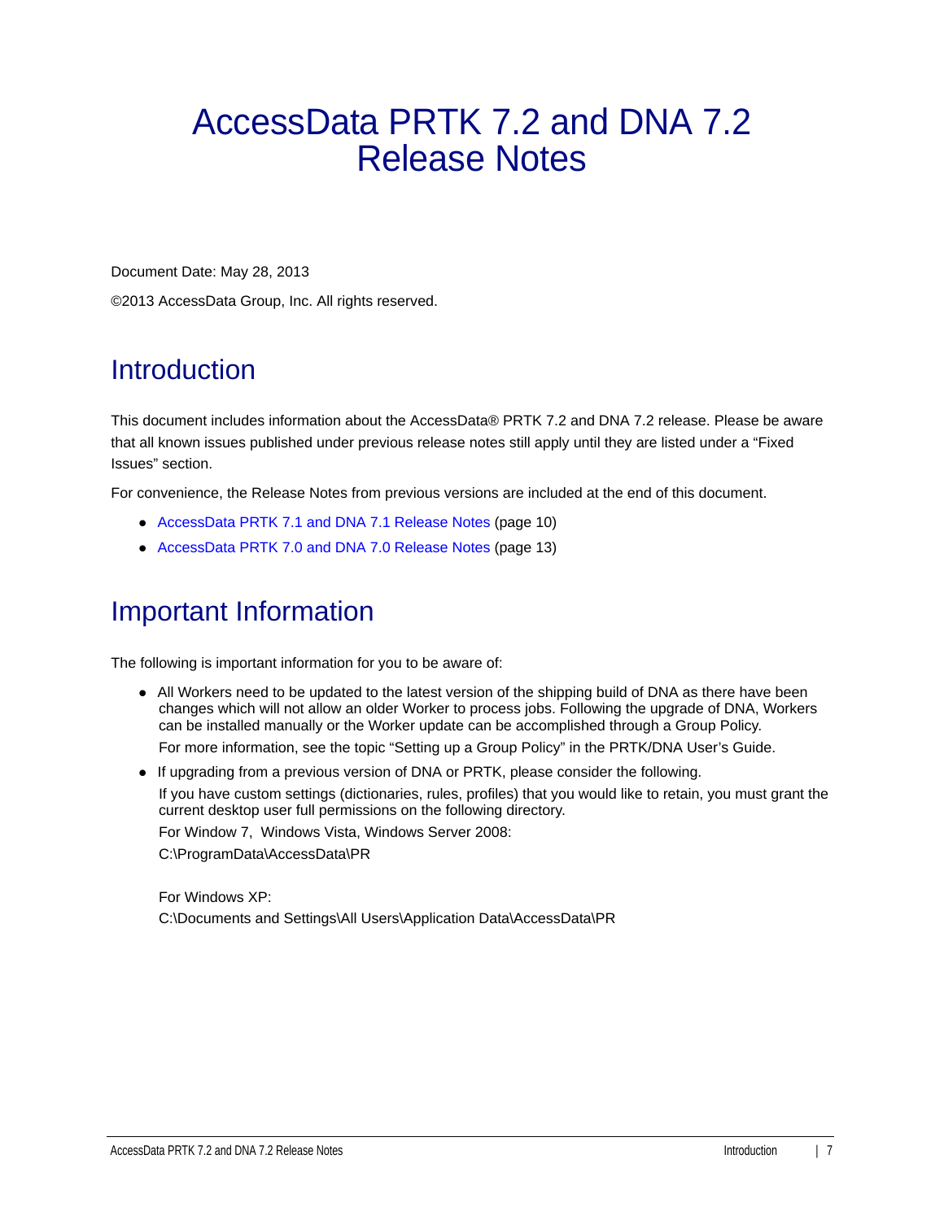# AccessData PRTK 7.2 and DNA 7.2 Release Notes

Document Date: May 28, 2013

©2013 AccessData Group, Inc. All rights reserved.

## Introduction

This document includes information about the AccessData® PRTK 7.2 and DNA 7.2 release. Please be aware that all known issues published under previous release notes still apply until they are listed under a "Fixed Issues" section.

For convenience, the Release Notes from previous versions are included at the end of this document.

- AccessData PRTK 7.1 and DNA 7.1 Release Notes (page 10)
- AccessData PRTK 7.0 and DNA 7.0 Release Notes (page 13)

## Important Information

The following is important information for you to be aware of:

- All Workers need to be updated to the latest version of the shipping build of DNA as there have been changes which will not allow an older Worker to process jobs. Following the upgrade of DNA, Workers can be installed manually or the Worker update can be accomplished through a Group Policy.

  For more information, see the topic "Setting up a Group Policy" in the PRTK/DNA User's Guide.
- If upgrading from a previous version of DNA or PRTK, please consider the following.

  If you have custom settings (dictionaries, rules, profiles) that you would like to retain, you must grant the current desktop user full permissions on the following directory.

  For Window 7, Windows Vista, Windows Server 2008:
  C:\ProgramData\AccessData\PR

  For Windows XP:
  C:\Documents and Settings\All Users\Application Data\AccessData\PR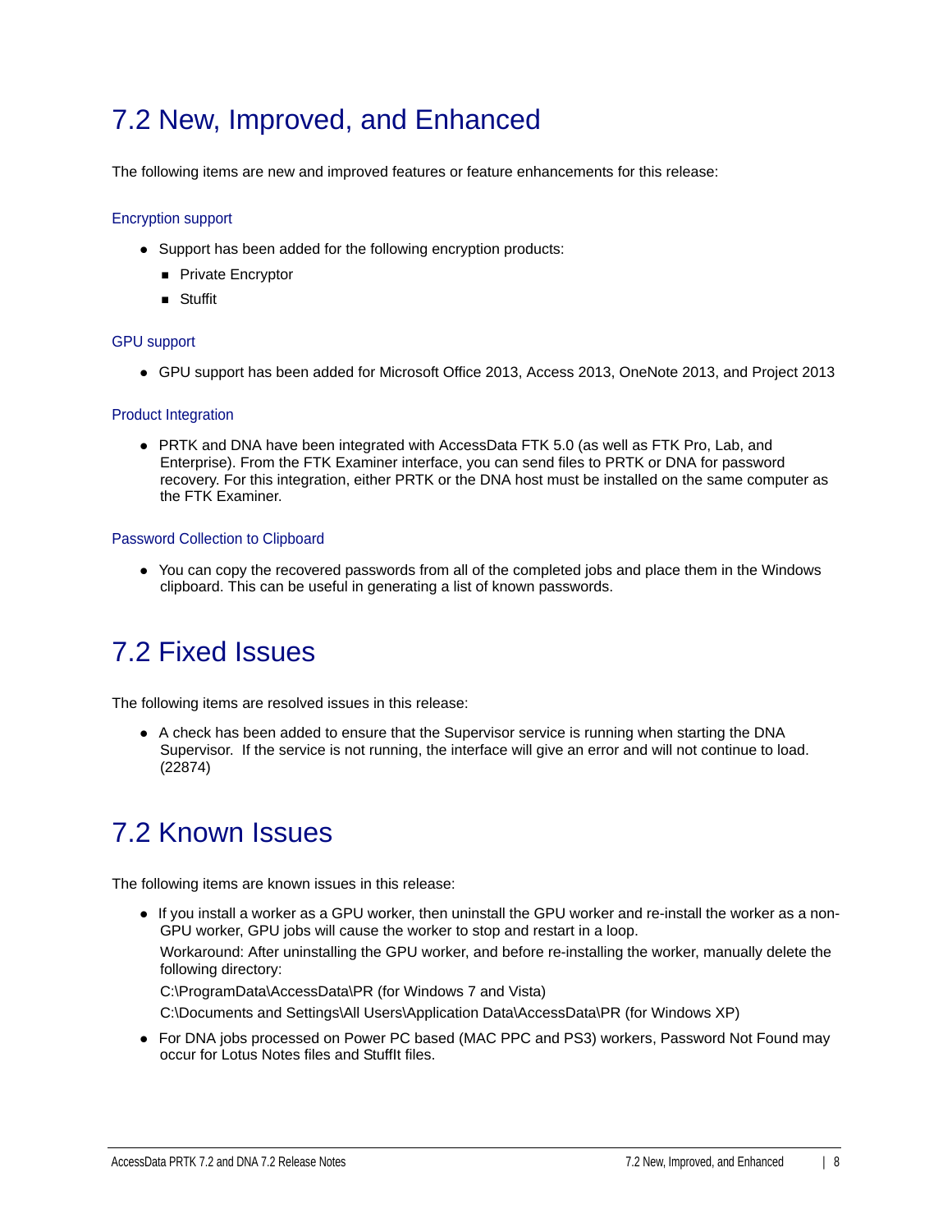# 7.2 New, Improved, and Enhanced

The following items are new and improved features or feature enhancements for this release:

### Encryption support

- Support has been added for the following encryption products:
  - Private Encryptor
  - Stuffit

### GPU support

- GPU support has been added for Microsoft Office 2013, Access 2013, OneNote 2013, and Project 2013

### Product Integration

- PRTK and DNA have been integrated with AccessData FTK 5.0 (as well as FTK Pro, Lab, and Enterprise). From the FTK Examiner interface, you can send files to PRTK or DNA for password recovery. For this integration, either PRTK or the DNA host must be installed on the same computer as the FTK Examiner.

### Password Collection to Clipboard

- You can copy the recovered passwords from all of the completed jobs and place them in the Windows clipboard. This can be useful in generating a list of known passwords.

# 7.2 Fixed Issues

The following items are resolved issues in this release:

- A check has been added to ensure that the Supervisor service is running when starting the DNA Supervisor. If the service is not running, the interface will give an error and will not continue to load. (22874)

# 7.2 Known Issues

The following items are known issues in this release:

- If you install a worker as a GPU worker, then uninstall the GPU worker and re-install the worker as a non-GPU worker, GPU jobs will cause the worker to stop and restart in a loop.

  Workaround: After uninstalling the GPU worker, and before re-installing the worker, manually delete the following directory:

  C:\ProgramData\AccessData\PR (for Windows 7 and Vista)

  C:\Documents and Settings\All Users\Application Data\AccessData\PR (for Windows XP)
- For DNA jobs processed on Power PC based (MAC PPC and PS3) workers, Password Not Found may occur for Lotus Notes files and StuffIt files.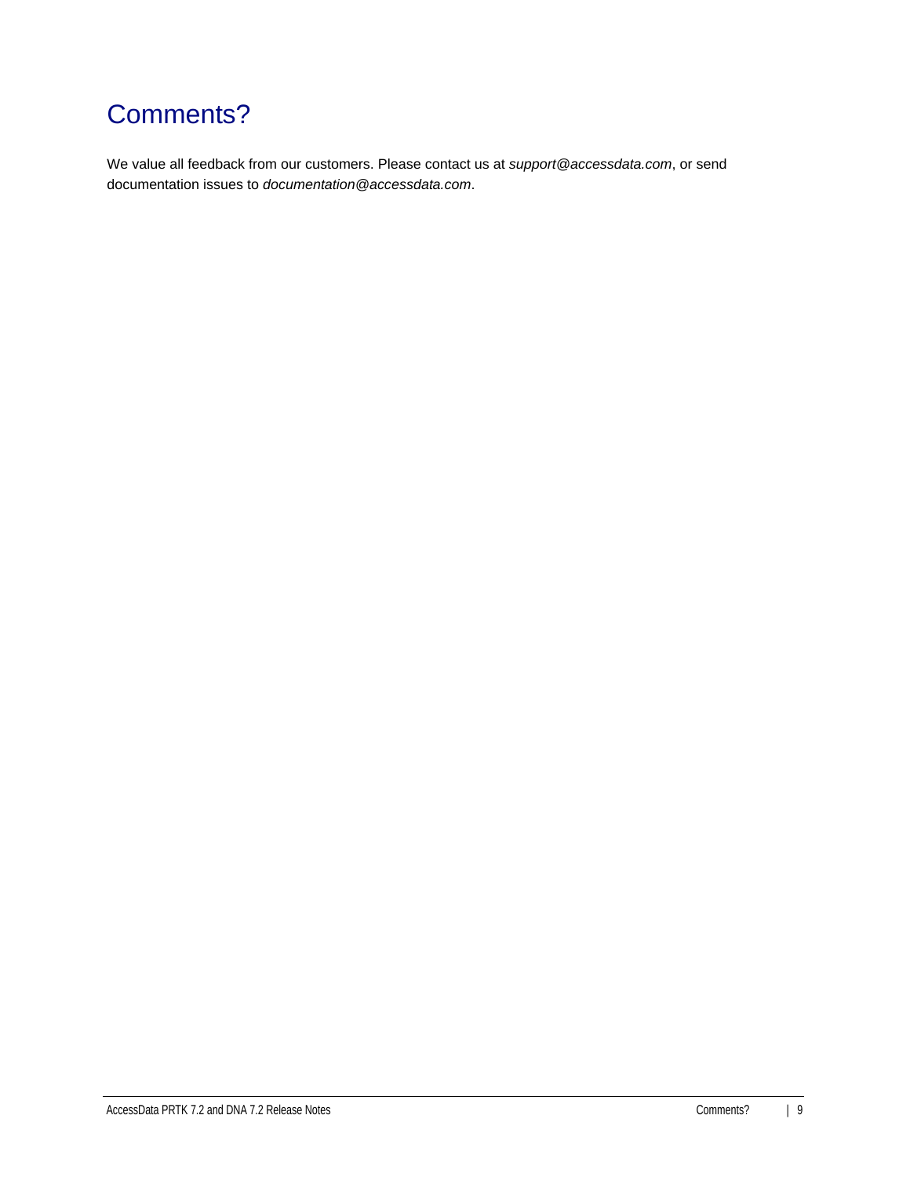# Comments?

We value all feedback from our customers. Please contact us at *support@accessdata.com*, or send documentation issues to *documentation@accessdata.com*.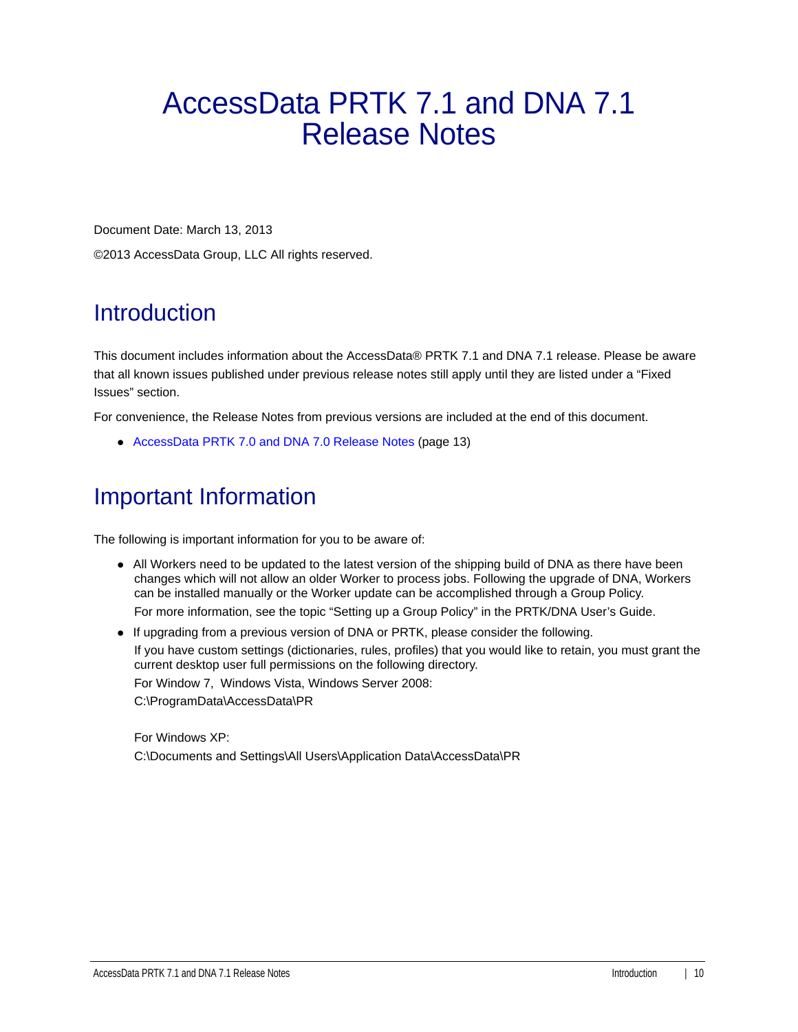# AccessData PRTK 7.1 and DNA 7.1 Release Notes

Document Date: March 13, 2013

©2013 AccessData Group, LLC All rights reserved.

## Introduction

This document includes information about the AccessData® PRTK 7.1 and DNA 7.1 release. Please be aware that all known issues published under previous release notes still apply until they are listed under a "Fixed Issues" section.

For convenience, the Release Notes from previous versions are included at the end of this document.

- AccessData PRTK 7.0 and DNA 7.0 Release Notes (page 13)

## Important Information

The following is important information for you to be aware of:

- All Workers need to be updated to the latest version of the shipping build of DNA as there have been changes which will not allow an older Worker to process jobs. Following the upgrade of DNA, Workers can be installed manually or the Worker update can be accomplished through a Group Policy.

  For more information, see the topic "Setting up a Group Policy" in the PRTK/DNA User's Guide.

- If upgrading from a previous version of DNA or PRTK, please consider the following.

  If you have custom settings (dictionaries, rules, profiles) that you would like to retain, you must grant the current desktop user full permissions on the following directory.

  For Window 7, Windows Vista, Windows Server 2008:

  C:\ProgramData\AccessData\PR

  For Windows XP:

  C:\Documents and Settings\All Users\Application Data\AccessData\PR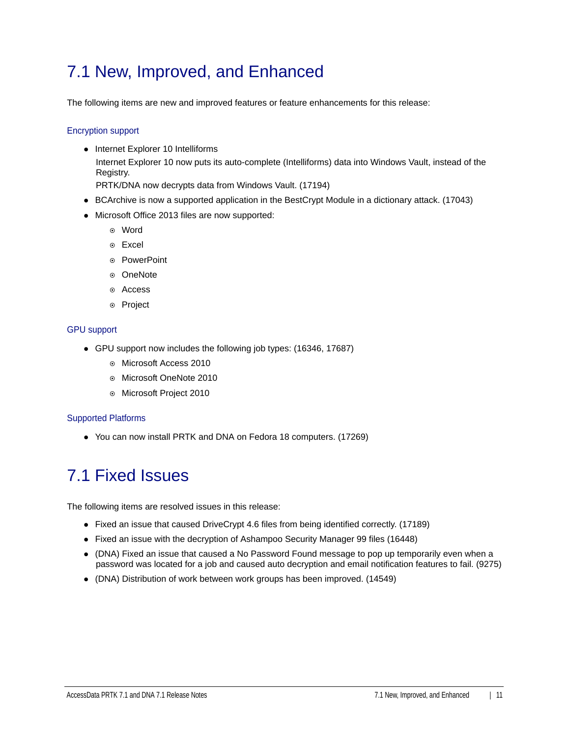# 7.1 New, Improved, and Enhanced

The following items are new and improved features or feature enhancements for this release:

### Encryption support

- Internet Explorer 10 Intelliforms
  Internet Explorer 10 now puts its auto-complete (Intelliforms) data into Windows Vault, instead of the Registry.
  PRTK/DNA now decrypts data from Windows Vault. (17194)
- BCArchive is now a supported application in the BestCrypt Module in a dictionary attack. (17043)
- Microsoft Office 2013 files are now supported:
  - Word
  - Excel
  - PowerPoint
  - OneNote
  - Access
  - Project

### GPU support

- GPU support now includes the following job types: (16346, 17687)
  - Microsoft Access 2010
  - Microsoft OneNote 2010
  - Microsoft Project 2010

### Supported Platforms

- You can now install PRTK and DNA on Fedora 18 computers. (17269)

# 7.1 Fixed Issues

The following items are resolved issues in this release:

- Fixed an issue that caused DriveCrypt 4.6 files from being identified correctly. (17189)
- Fixed an issue with the decryption of Ashampoo Security Manager 99 files (16448)
- (DNA) Fixed an issue that caused a No Password Found message to pop up temporarily even when a password was located for a job and caused auto decryption and email notification features to fail. (9275)
- (DNA) Distribution of work between work groups has been improved. (14549)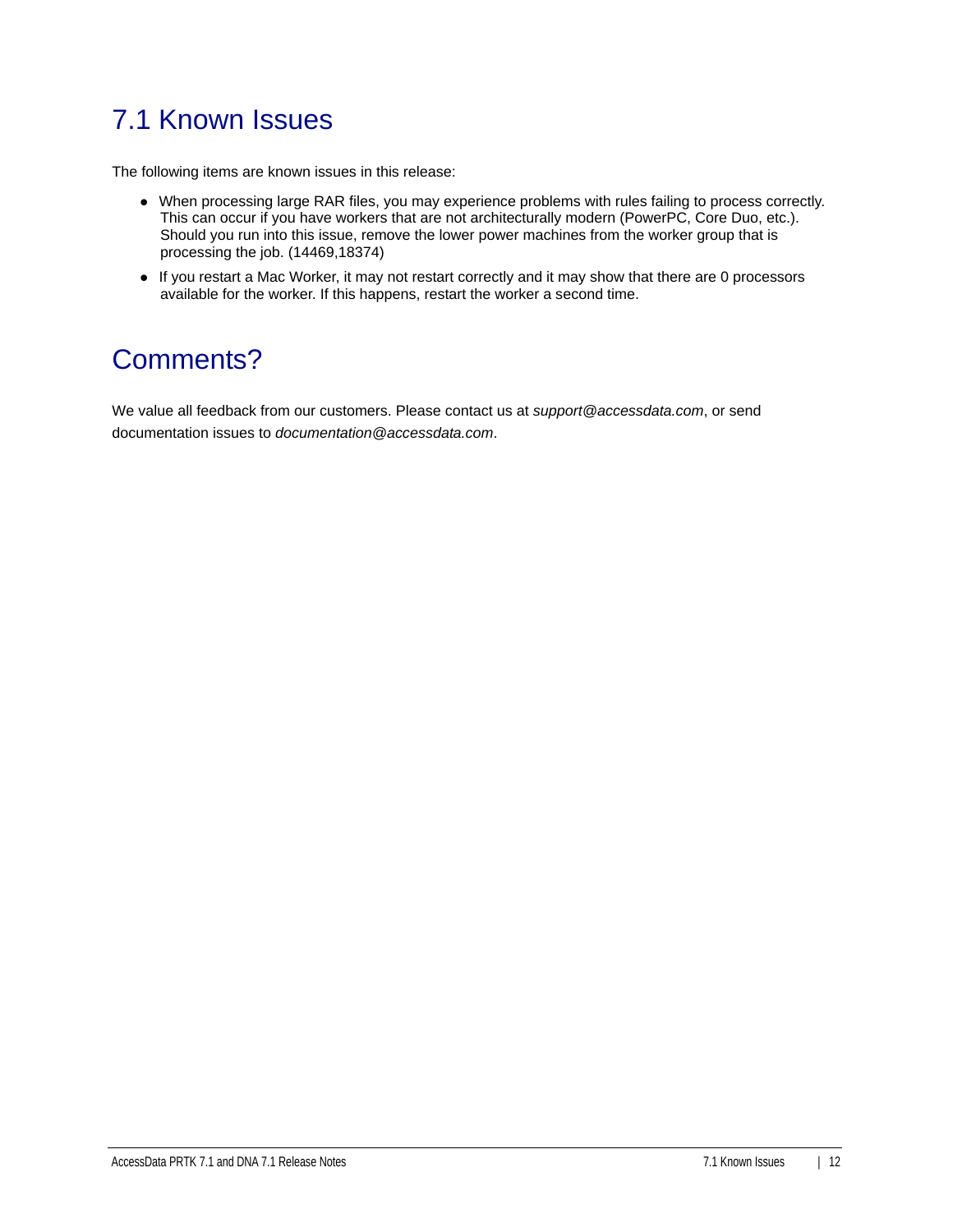## 7.1 Known Issues

The following items are known issues in this release:

- When processing large RAR files, you may experience problems with rules failing to process correctly. This can occur if you have workers that are not architecturally modern (PowerPC, Core Duo, etc.). Should you run into this issue, remove the lower power machines from the worker group that is processing the job. (14469,18374)
- If you restart a Mac Worker, it may not restart correctly and it may show that there are 0 processors available for the worker. If this happens, restart the worker a second time.

## Comments?

We value all feedback from our customers. Please contact us at *support@accessdata.com*, or send documentation issues to *documentation@accessdata.com*.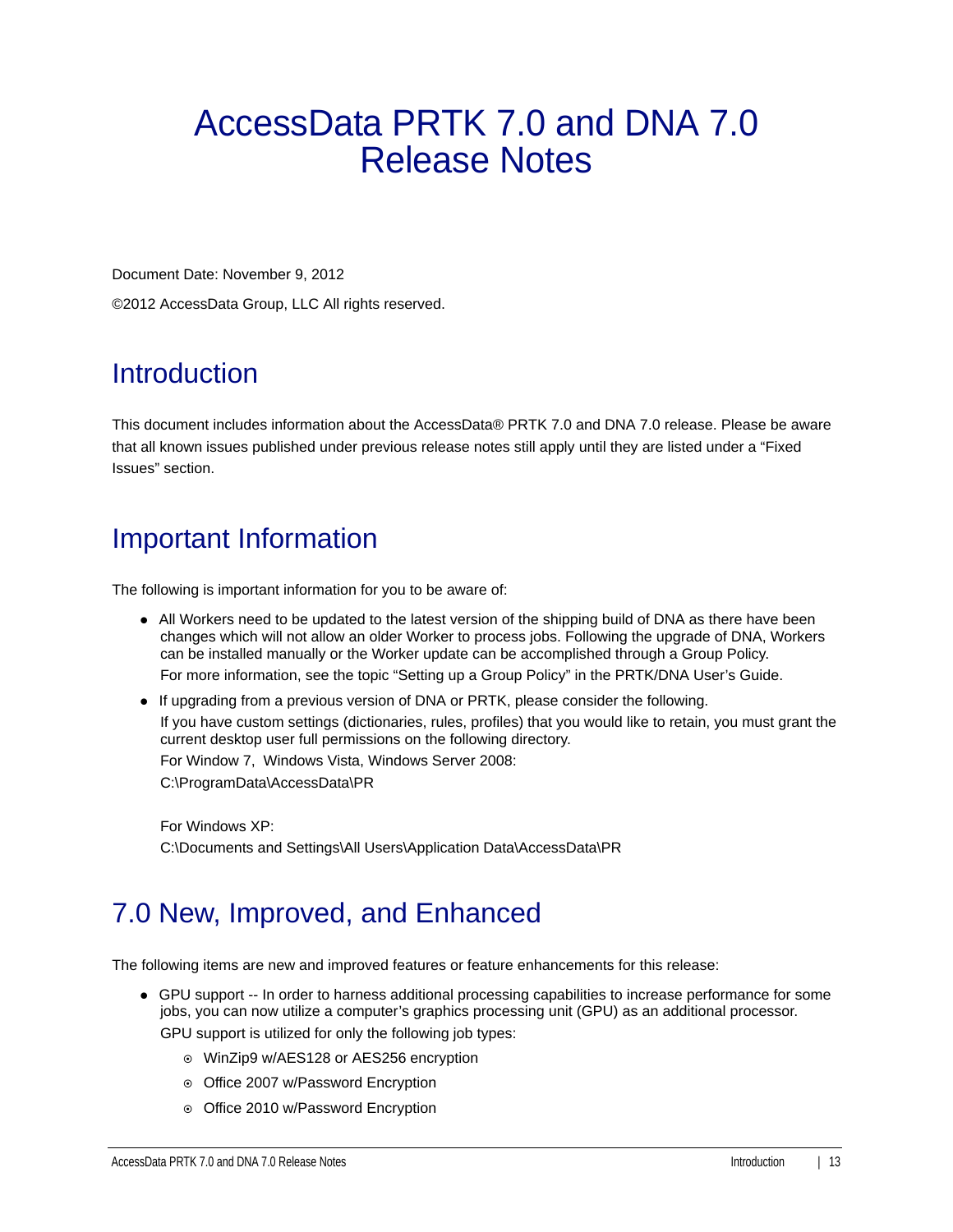# AccessData PRTK 7.0 and DNA 7.0 Release Notes

Document Date: November 9, 2012

©2012 AccessData Group, LLC All rights reserved.

## Introduction

This document includes information about the AccessData® PRTK 7.0 and DNA 7.0 release. Please be aware that all known issues published under previous release notes still apply until they are listed under a “Fixed Issues” section.

## Important Information

The following is important information for you to be aware of:

- All Workers need to be updated to the latest version of the shipping build of DNA as there have been changes which will not allow an older Worker to process jobs. Following the upgrade of DNA, Workers can be installed manually or the Worker update can be accomplished through a Group Policy.

  For more information, see the topic “Setting up a Group Policy” in the PRTK/DNA User’s Guide.

- If upgrading from a previous version of DNA or PRTK, please consider the following.

  If you have custom settings (dictionaries, rules, profiles) that you would like to retain, you must grant the current desktop user full permissions on the following directory.

  For Window 7, Windows Vista, Windows Server 2008:

  C:\ProgramData\AccessData\PR

  For Windows XP:

  C:\Documents and Settings\All Users\Application Data\AccessData\PR

## 7.0 New, Improved, and Enhanced

The following items are new and improved features or feature enhancements for this release:

- GPU support -- In order to harness additional processing capabilities to increase performance for some jobs, you can now utilize a computer’s graphics processing unit (GPU) as an additional processor.

  GPU support is utilized for only the following job types:

  - WinZip9 w/AES128 or AES256 encryption
  - Office 2007 w/Password Encryption
  - Office 2010 w/Password Encryption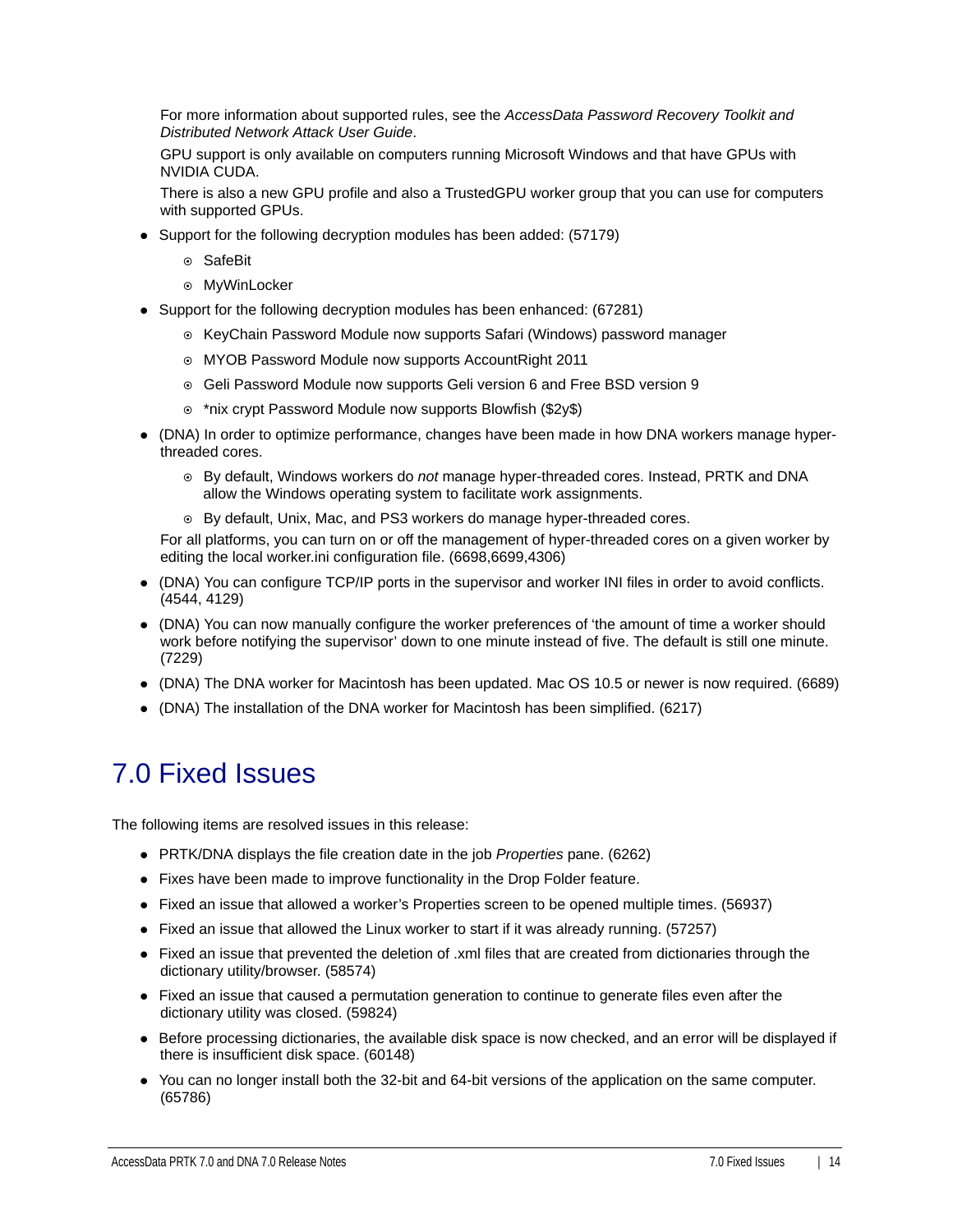For more information about supported rules, see the *AccessData Password Recovery Toolkit and Distributed Network Attack User Guide*.

GPU support is only available on computers running Microsoft Windows and that have GPUs with NVIDIA CUDA.

There is also a new GPU profile and also a TrustedGPU worker group that you can use for computers with supported GPUs.

- Support for the following decryption modules has been added: (57179)
  - SafeBit
  - MyWinLocker
- Support for the following decryption modules has been enhanced: (67281)
  - KeyChain Password Module now supports Safari (Windows) password manager
  - MYOB Password Module now supports AccountRight 2011
  - Geli Password Module now supports Geli version 6 and Free BSD version 9
  - *nix crypt Password Module now supports Blowfish ($2y$)
- (DNA) In order to optimize performance, changes have been made in how DNA workers manage hyper-threaded cores.
  - By default, Windows workers do *not* manage hyper-threaded cores. Instead, PRTK and DNA allow the Windows operating system to facilitate work assignments.
  - By default, Unix, Mac, and PS3 workers do manage hyper-threaded cores.

  For all platforms, you can turn on or off the management of hyper-threaded cores on a given worker by editing the local worker.ini configuration file. (6698,6699,4306)
- (DNA) You can configure TCP/IP ports in the supervisor and worker INI files in order to avoid conflicts. (4544, 4129)
- (DNA) You can now manually configure the worker preferences of 'the amount of time a worker should work before notifying the supervisor' down to one minute instead of five. The default is still one minute. (7229)
- (DNA) The DNA worker for Macintosh has been updated. Mac OS 10.5 or newer is now required. (6689)
- (DNA) The installation of the DNA worker for Macintosh has been simplified. (6217)

# 7.0 Fixed Issues

The following items are resolved issues in this release:

- PRTK/DNA displays the file creation date in the job *Properties* pane. (6262)
- Fixes have been made to improve functionality in the Drop Folder feature.
- Fixed an issue that allowed a worker's Properties screen to be opened multiple times. (56937)
- Fixed an issue that allowed the Linux worker to start if it was already running. (57257)
- Fixed an issue that prevented the deletion of .xml files that are created from dictionaries through the dictionary utility/browser. (58574)
- Fixed an issue that caused a permutation generation to continue to generate files even after the dictionary utility was closed. (59824)
- Before processing dictionaries, the available disk space is now checked, and an error will be displayed if there is insufficient disk space. (60148)
- You can no longer install both the 32-bit and 64-bit versions of the application on the same computer. (65786)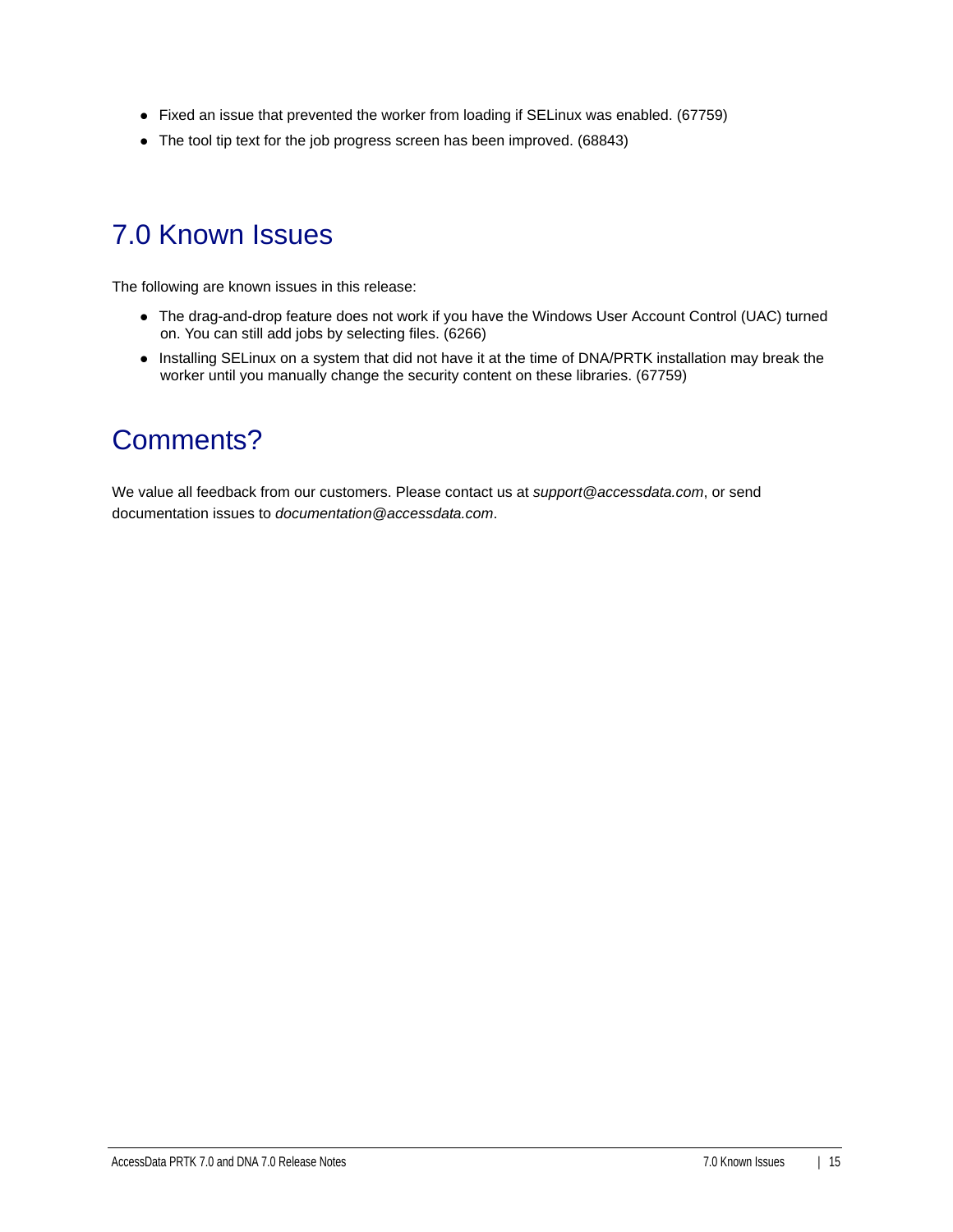- Fixed an issue that prevented the worker from loading if SELinux was enabled. (67759)
- The tool tip text for the job progress screen has been improved. (68843)

# 7.0 Known Issues

The following are known issues in this release:

- The drag-and-drop feature does not work if you have the Windows User Account Control (UAC) turned on. You can still add jobs by selecting files. (6266)
- Installing SELinux on a system that did not have it at the time of DNA/PRTK installation may break the worker until you manually change the security content on these libraries. (67759)

# Comments?

We value all feedback from our customers. Please contact us at *support@accessdata.com*, or send documentation issues to *documentation@accessdata.com*.